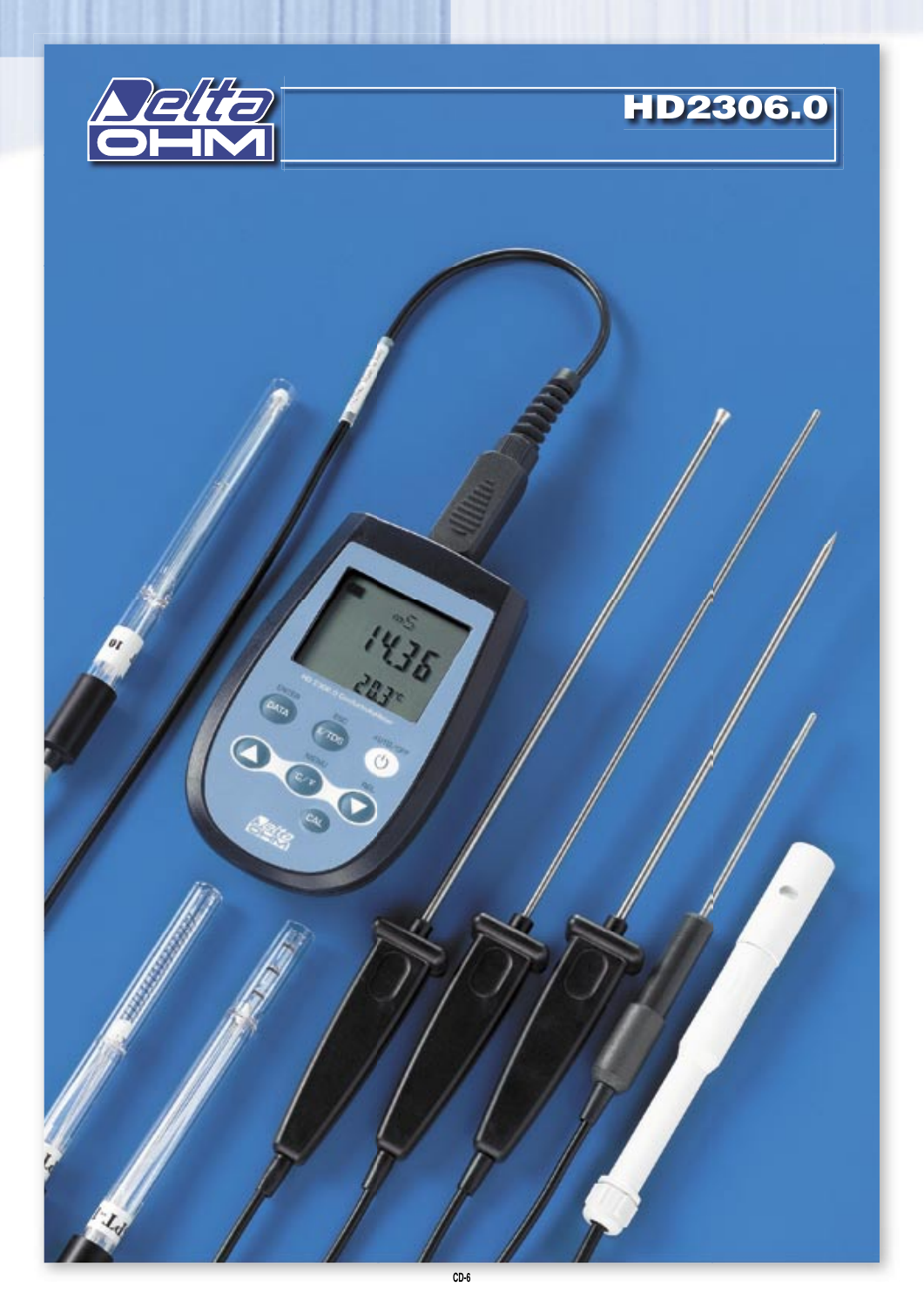# HD2306.0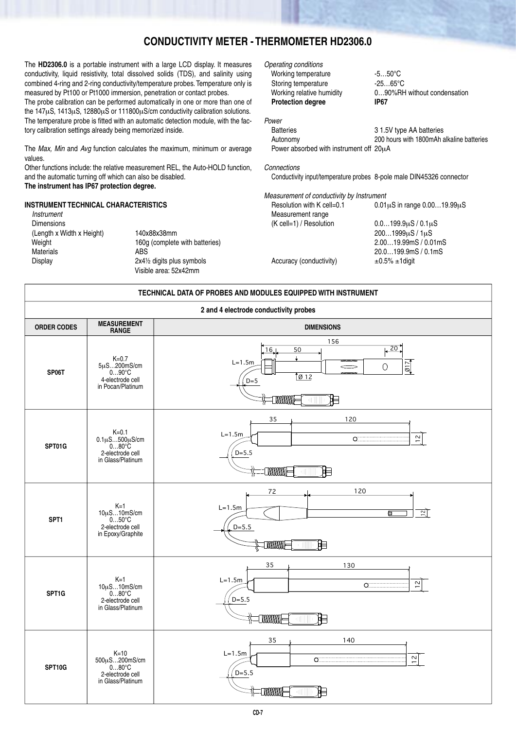# CONDUCTIVITY METER - THERMOMETER HD2306.0

The **HD2306.0** is a portable instrument with a large LCD display. It measures conductivity, liquid resistivity, total dissolved solids (TDS), and salinity using combined 4-ring and 2-ring conductivity/temperature probes. Temperature only is measured by Pt100 or Pt1000 immersion, penetration or contact probes.

The probe calibration can be performed automatically in one or more than one of the 147μS, 1413μS, 12880μS or 111800μS/cm conductivity calibration solutions.

The temperature probe is fitted with an automatic detection module, with the factory calibration settings already being memorized inside.

The *Max, Min* and *Avg* function calculates the maximum, minimum or average values.

Other functions include: the relative measurement REL, the Auto-HOLD function, and the automatic turning off which can also be disabled.

**The instrument has IP67 protection degree.**

## INSTRUMENT TECHNICAL CHARACTERISTICS

*Instrument*

| | |
|---|---|
| Dimensions (Length x Width x Height) | 140x88x38mm |
| Weight | 160g (complete with batteries) |
| Materials | ABS |
| Display | 2x4½ digits plus symbols<br>Visible area: 52x42mm |

*Operating conditions*

| | |
|---|---|
| Working temperature | -5…50°C |
| Storing temperature | -25…65°C |
| Working relative humidity | 0…90%RH without condensation |
| **Protection degree** | **IP67** |

*Power*

| | |
|---|---|
| Batteries | 3 1.5V type AA batteries |
| Autonomy | 200 hours with 1800mAh alkaline batteries |
| Power absorbed with instrument off | 20μA |

*Connections*

| | |
|---|---|
| Conductivity input/temperature probes | 8-pole male DIN45326 connector |

*Measurement of conductivity by Instrument*

| | |
|---|---|
| Resolution with K cell=0.1 | 0.01μS in range 0.00…19.99μS |
| Measurement range (K cell=1) / Resolution | 0.0…199.9μS / 0.1μS<br>200…1999μS / 1μS<br>2.00…19.99mS / 0.01mS<br>20.0…199.9mS / 0.1mS |
| Accuracy (conductivity) | ±0.5% ±1digit |

## TECHNICAL DATA OF PROBES AND MODULES EQUIPPED WITH INSTRUMENT

**2 and 4 electrode conductivity probes**

| ORDER CODES | MEASUREMENT RANGE | DIMENSIONS |
|---|---|---|
| **SP06T** | K=0.7<br>5μS…200mS/cm<br>0…90°C<br>4-electrode cell<br>in Pocan/Platinum | 156, 16, 50, 20, L=1.5m, Ø 12, Ø17, D=5 |
| **SPT01G** | K=0.1<br>0.1μS…500μS/cm<br>0…80°C<br>2-electrode cell<br>in Glass/Platinum | 35, 120, L=1.5m, 12, D=5.5 |
| **SPT1** | K=1<br>10μS…10mS/cm<br>0…50°C<br>2-electrode cell<br>in Epoxy/Graphite | 72, 120, L=1.5m, 12, D=5.5 |
| **SPT1G** | K=1<br>10μS…10mS/cm<br>0…80°C<br>2-electrode cell<br>in Glass/Platinum | 35, 130, L=1.5m, 12, D=5.5 |
| **SPT10G** | K=10<br>500μS…200mS/cm<br>0…80°C<br>2-electrode cell<br>in Glass/Platinum | 35, 140, L=1.5m, 12, D=5.5 |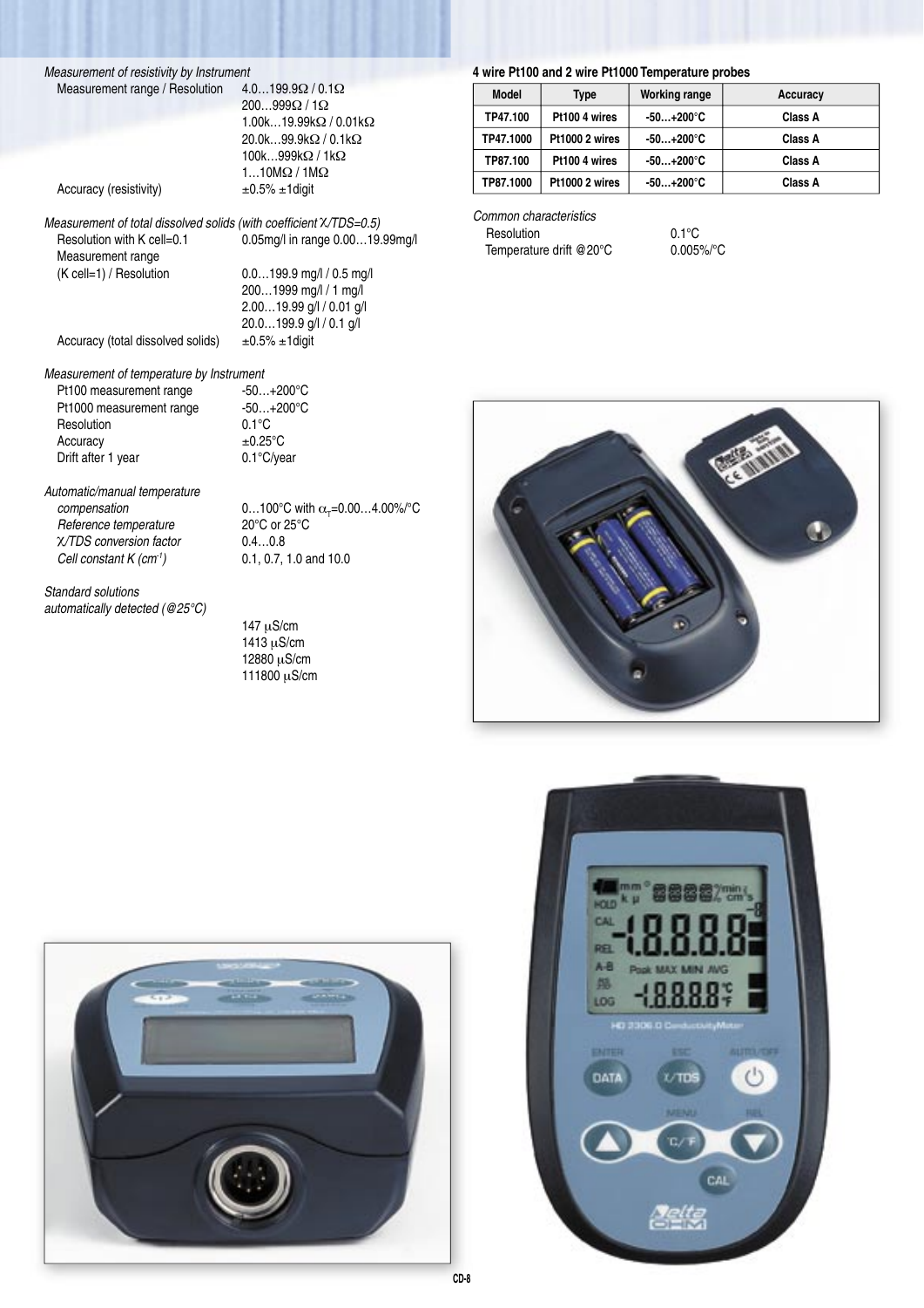*Measurement of resistivity by Instrument*

| | |
|---|---|
| Measurement range / Resolution | 4.0…199.9Ω / 0.1Ω |
| | 200…999Ω / 1Ω |
| | 1.00k…19.99kΩ / 0.01kΩ |
| | 20.0k…99.9kΩ / 0.1kΩ |
| | 100k…999kΩ / 1kΩ |
| | 1…10MΩ / 1MΩ |
| Accuracy (resistivity) | ±0.5% ±1digit |

*Measurement of total dissolved solids (with coefficient χ/TDS=0.5)*

| | |
|---|---|
| Resolution with K cell=0.1 | 0.05mg/l in range 0.00…19.99mg/l |
| Measurement range (K cell=1) / Resolution | 0.0…199.9 mg/l / 0.5 mg/l |
| | 200…1999 mg/l / 1 mg/l |
| | 2.00…19.99 g/l / 0.01 g/l |
| | 20.0…199.9 g/l / 0.1 g/l |
| Accuracy (total dissolved solids) | ±0.5% ±1digit |

*Measurement of temperature by Instrument*

| | |
|---|---|
| Pt100 measurement range | -50…+200°C |
| Pt1000 measurement range | -50…+200°C |
| Resolution | 0.1°C |
| Accuracy | ±0.25°C |
| Drift after 1 year | 0.1°C/year |

| | |
|---|---|
| *Automatic/manual temperature compensation* | 0…100°C with $\alpha_T$=0.00…4.00%/°C |
| *Reference temperature* | 20°C or 25°C |
| *χ/TDS conversion factor* | 0.4…0.8 |
| *Cell constant K (cm$^{-1}$)* | 0.1, 0.7, 1.0 and 10.0 |

*Standard solutions automatically detected (@25°C)*

147 μS/cm
1413 μS/cm
12880 μS/cm
111800 μS/cm

**4 wire Pt100 and 2 wire Pt1000 Temperature probes**

| Model | Type | Working range | Accuracy |
|---|---|---|---|
| TP47.100 | Pt100 4 wires | -50…+200°C | Class A |
| TP47.1000 | Pt1000 2 wires | -50…+200°C | Class A |
| TP87.100 | Pt100 4 wires | -50…+200°C | Class A |
| TP87.1000 | Pt1000 2 wires | -50…+200°C | Class A |

*Common characteristics*

| | |
|---|---|
| Resolution | 0.1°C |
| Temperature drift @20°C | 0.005%/°C |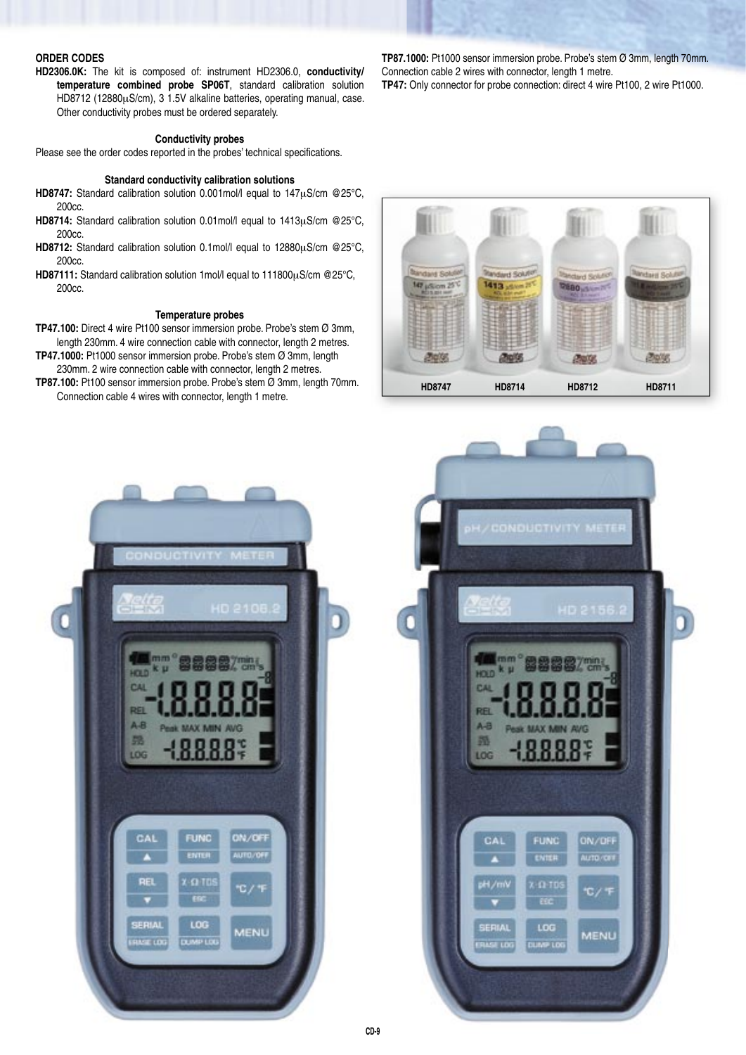**ORDER CODES**

**HD2306.0K:** The kit is composed of: instrument HD2306.0, **conductivity/temperature combined probe SP06T**, standard calibration solution HD8712 (12880μS/cm), 3 1.5V alkaline batteries, operating manual, case. Other conductivity probes must be ordered separately.

**Conductivity probes**

Please see the order codes reported in the probes' technical specifications.

**Standard conductivity calibration solutions**

**HD8747:** Standard calibration solution 0.001mol/l equal to 147μS/cm @25°C, 200cc.

**HD8714:** Standard calibration solution 0.01mol/l equal to 1413μS/cm @25°C, 200cc.

**HD8712:** Standard calibration solution 0.1mol/l equal to 12880μS/cm @25°C, 200cc.

**HD87111:** Standard calibration solution 1mol/l equal to 111800μS/cm @25°C, 200cc.

**Temperature probes**

**TP47.100:** Direct 4 wire Pt100 sensor immersion probe. Probe's stem Ø 3mm, length 230mm. 4 wire connection cable with connector, length 2 metres.

**TP47.1000:** Pt1000 sensor immersion probe. Probe's stem Ø 3mm, length 230mm. 2 wire connection cable with connector, length 2 metres.

**TP87.100:** Pt100 sensor immersion probe. Probe's stem Ø 3mm, length 70mm. Connection cable 4 wires with connector, length 1 metre.

**TP87.1000:** Pt1000 sensor immersion probe. Probe's stem Ø 3mm, length 70mm. Connection cable 2 wires with connector, length 1 metre.

**TP47:** Only connector for probe connection: direct 4 wire Pt100, 2 wire Pt1000.

HD8747 HD8714 HD8712 HD8711